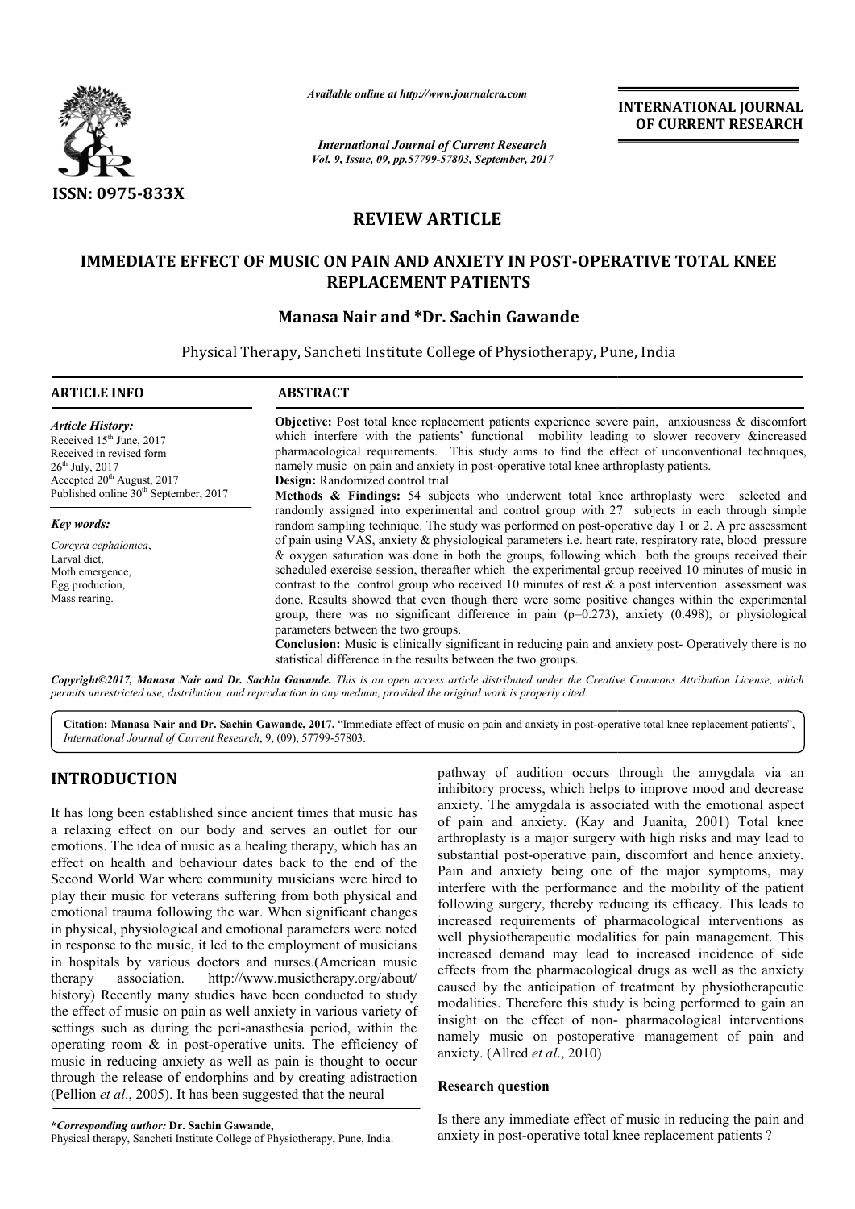**REVIEW ARTICLE**

# IMMEDIATE EFFECT OF MUSIC ON PAIN AND ANXIETY IN POST-OPERATIVE TOTAL KNEE REPLACEMENT PATIENTS

**Manasa Nair and \*Dr. Sachin Gawande**

Physical Therapy, Sancheti Institute College of Physiotherapy, Pune, India

**ARTICLE INFO**

*Article History:*
Received 15th June, 2017
Received in revised form
26th July, 2017
Accepted 20th August, 2017
Published online 30th September, 2017

*Key words:*
*Corcyra cephalonica*,
Larval diet,
Moth emergence,
Egg production,
Mass rearing.

**ABSTRACT**

**Objective:** Post total knee replacement patients experience severe pain, anxiousness & discomfort which interfere with the patients' functional mobility leading to slower recovery &increased pharmacological requirements. This study aims to find the effect of unconventional techniques, namely music on pain and anxiety in post-operative total knee arthroplasty patients.

**Design:** Randomized control trial

**Methods & Findings:** 54 subjects who underwent total knee arthroplasty were selected and randomly assigned into experimental and control group with 27 subjects in each through simple random sampling technique. The study was performed on post-operative day 1 or 2. A pre assessment of pain using VAS, anxiety & physiological parameters i.e. heart rate, respiratory rate, blood pressure & oxygen saturation was done in both the groups, following which both the groups received their scheduled exercise session, thereafter which the experimental group received 10 minutes of music in contrast to the control group who received 10 minutes of rest & a post intervention assessment was done. Results showed that even though there were some positive changes within the experimental group, there was no significant difference in pain (p=0.273), anxiety (0.498), or physiological parameters between the two groups.

**Conclusion:** Music is clinically significant in reducing pain and anxiety post- Operatively there is no statistical difference in the results between the two groups.

*Copyright©2017, Manasa Nair and Dr. Sachin Gawande. This is an open access article distributed under the Creative Commons Attribution License, which permits unrestricted use, distribution, and reproduction in any medium, provided the original work is properly cited.*

**Citation: Manasa Nair and Dr. Sachin Gawande, 2017.** "Immediate effect of music on pain and anxiety in post-operative total knee replacement patients", *International Journal of Current Research*, 9, (09), 57799-57803.

## INTRODUCTION

It has long been established since ancient times that music has a relaxing effect on our body and serves an outlet for our emotions. The idea of music as a healing therapy, which has an effect on health and behaviour dates back to the end of the Second World War where community musicians were hired to play their music for veterans suffering from both physical and emotional trauma following the war. When significant changes in physical, physiological and emotional parameters were noted in response to the music, it led to the employment of musicians in hospitals by various doctors and nurses.(American music therapy association. http://www.musictherapy.org/about/ history) Recently many studies have been conducted to study the effect of music on pain as well anxiety in various variety of settings such as during the peri-anasthesia period, within the operating room & in post-operative units. The efficiency of music in reducing anxiety as well as pain is thought to occur through the release of endorphins and by creating adistraction (Pellion *et al*., 2005). It has been suggested that the neural pathway of audition occurs through the amygdala via an inhibitory process, which helps to improve mood and decrease anxiety. The amygdala is associated with the emotional aspect of pain and anxiety. (Kay and Juanita, 2001) Total knee arthroplasty is a major surgery with high risks and may lead to substantial post-operative pain, discomfort and hence anxiety. Pain and anxiety being one of the major symptoms, may interfere with the performance and the mobility of the patient following surgery, thereby reducing its efficacy. This leads to increased requirements of pharmacological interventions as well physiotherapeutic modalities for pain management. This increased demand may lead to increased incidence of side effects from the pharmacological drugs as well as the anxiety caused by the anticipation of treatment by physiotherapeutic modalities. Therefore this study is being performed to gain an insight on the effect of non- pharmacological interventions namely music on postoperative management of pain and anxiety. (Allred *et al*., 2010)

### Research question

Is there any immediate effect of music in reducing the pain and anxiety in post-operative total knee replacement patients ?

**\*Corresponding author: Dr. Sachin Gawande,**
Physical therapy, Sancheti Institute College of Physiotherapy, Pune, India.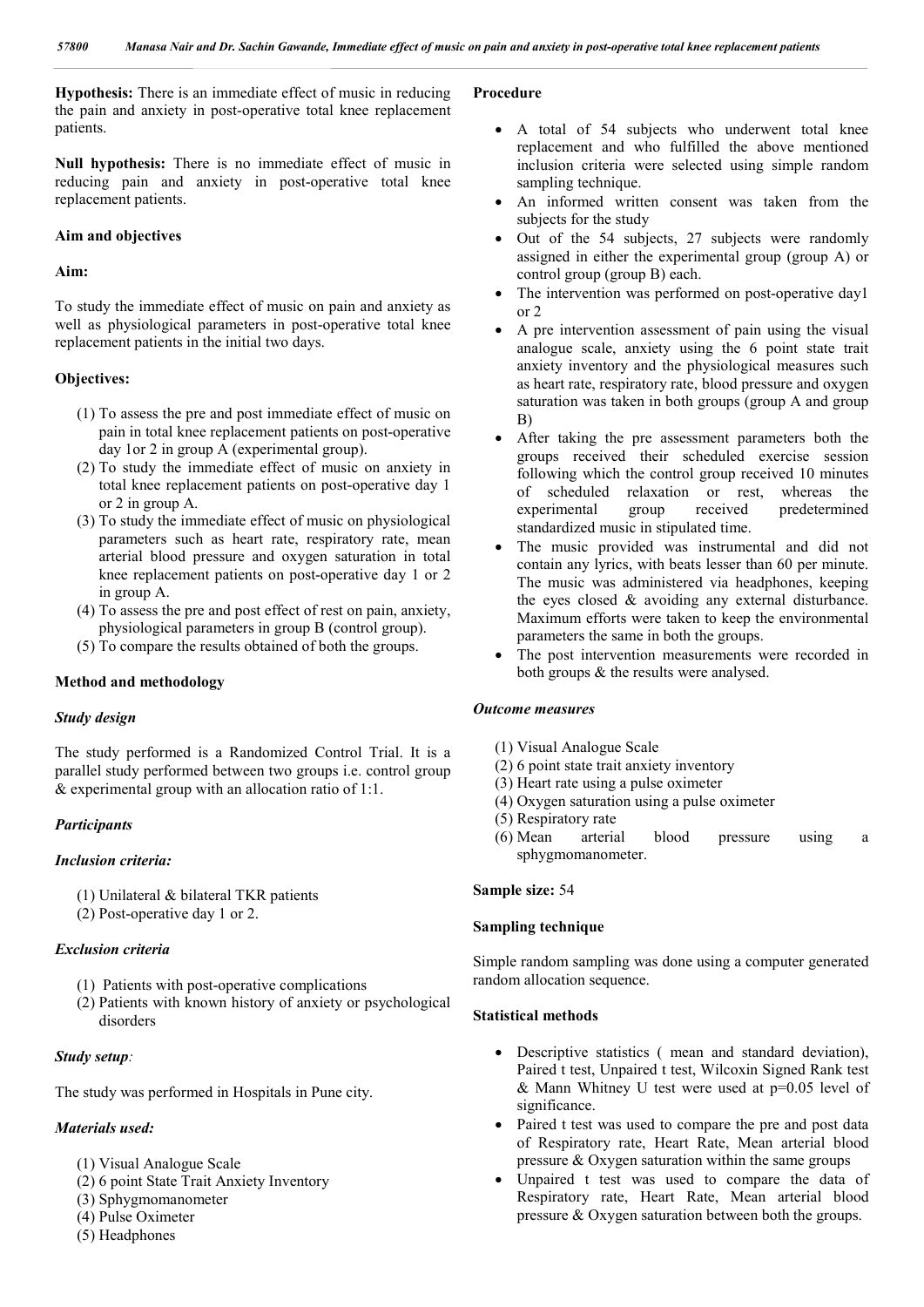**Hypothesis:** There is an immediate effect of music in reducing the pain and anxiety in post-operative total knee replacement patients.

**Null hypothesis:** There is no immediate effect of music in reducing pain and anxiety in post-operative total knee replacement patients.

### Aim and objectives

**Aim:**

To study the immediate effect of music on pain and anxiety as well as physiological parameters in post-operative total knee replacement patients in the initial two days.

**Objectives:**

(1) To assess the pre and post immediate effect of music on pain in total knee replacement patients on post-operative day 1or 2 in group A (experimental group).
(2) To study the immediate effect of music on anxiety in total knee replacement patients on post-operative day 1 or 2 in group A.
(3) To study the immediate effect of music on physiological parameters such as heart rate, respiratory rate, mean arterial blood pressure and oxygen saturation in total knee replacement patients on post-operative day 1 or 2 in group A.
(4) To assess the pre and post effect of rest on pain, anxiety, physiological parameters in group B (control group).
(5) To compare the results obtained of both the groups.

### Method and methodology

***Study design***

The study performed is a Randomized Control Trial. It is a parallel study performed between two groups i.e. control group & experimental group with an allocation ratio of 1:1.

***Participants***

***Inclusion criteria:***

(1) Unilateral & bilateral TKR patients
(2) Post-operative day 1 or 2.

***Exclusion criteria***

(1) Patients with post-operative complications
(2) Patients with known history of anxiety or psychological disorders

***Study setup:***

The study was performed in Hospitals in Pune city.

***Materials used:***

(1) Visual Analogue Scale
(2) 6 point State Trait Anxiety Inventory
(3) Sphygmomanometer
(4) Pulse Oximeter
(5) Headphones

**Procedure**

- A total of 54 subjects who underwent total knee replacement and who fulfilled the above mentioned inclusion criteria were selected using simple random sampling technique.
- An informed written consent was taken from the subjects for the study
- Out of the 54 subjects, 27 subjects were randomly assigned in either the experimental group (group A) or control group (group B) each.
- The intervention was performed on post-operative day1 or 2
- A pre intervention assessment of pain using the visual analogue scale, anxiety using the 6 point state trait anxiety inventory and the physiological measures such as heart rate, respiratory rate, blood pressure and oxygen saturation was taken in both groups (group A and group B)
- After taking the pre assessment parameters both the groups received their scheduled exercise session following which the control group received 10 minutes of scheduled relaxation or rest, whereas the experimental group received predetermined standardized music in stipulated time.
- The music provided was instrumental and did not contain any lyrics, with beats lesser than 60 per minute. The music was administered via headphones, keeping the eyes closed & avoiding any external disturbance. Maximum efforts were taken to keep the environmental parameters the same in both the groups.
- The post intervention measurements were recorded in both groups & the results were analysed.

***Outcome measures***

(1) Visual Analogue Scale
(2) 6 point state trait anxiety inventory
(3) Heart rate using a pulse oximeter
(4) Oxygen saturation using a pulse oximeter
(5) Respiratory rate
(6) Mean arterial blood pressure using a sphygmomanometer.

**Sample size:** 54

**Sampling technique**

Simple random sampling was done using a computer generated random allocation sequence.

**Statistical methods**

- Descriptive statistics ( mean and standard deviation), Paired t test, Unpaired t test, Wilcoxin Signed Rank test & Mann Whitney U test were used at p=0.05 level of significance.
- Paired t test was used to compare the pre and post data of Respiratory rate, Heart Rate, Mean arterial blood pressure & Oxygen saturation within the same groups
- Unpaired t test was used to compare the data of Respiratory rate, Heart Rate, Mean arterial blood pressure & Oxygen saturation between both the groups.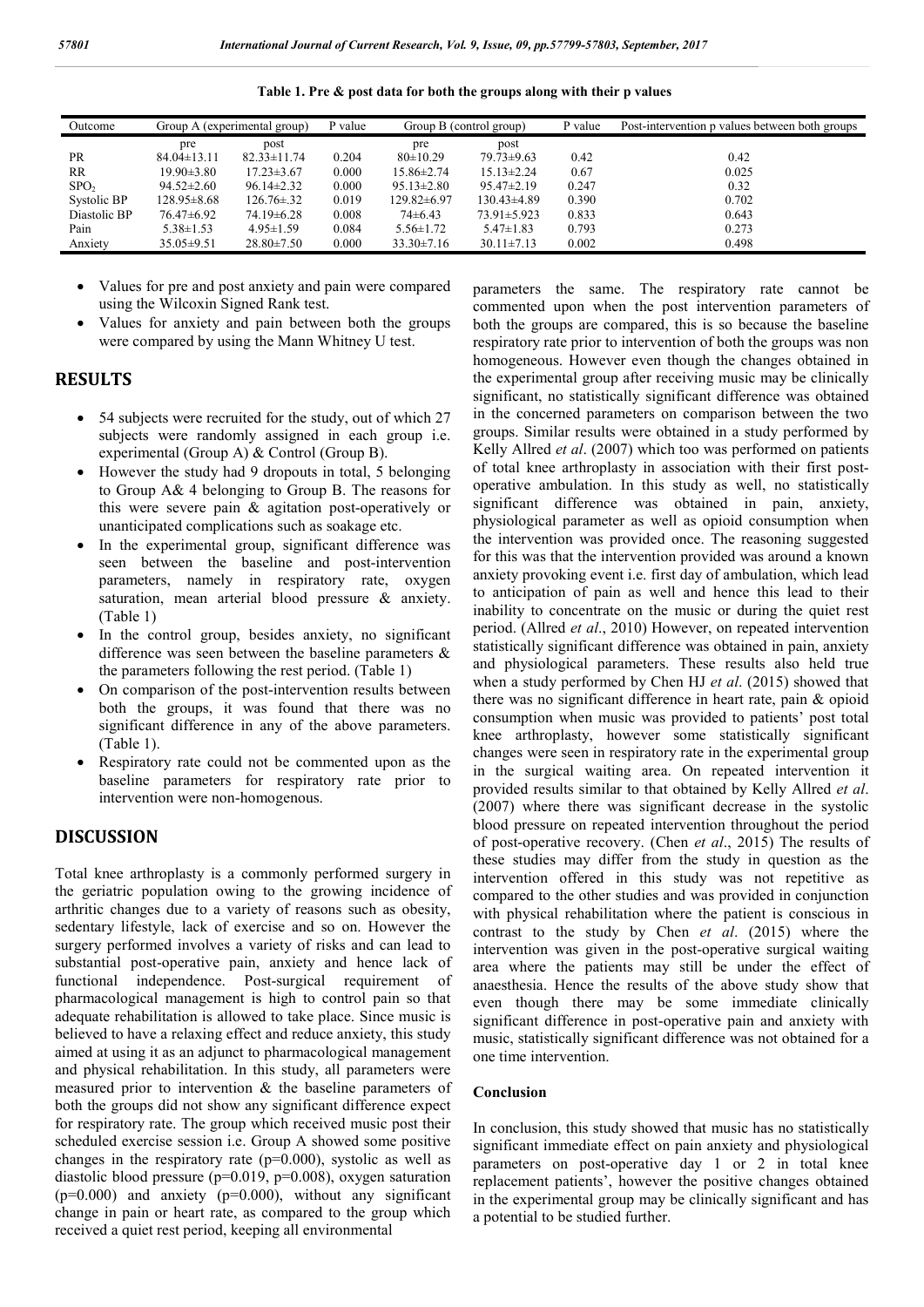**Table 1. Pre & post data for both the groups along with their p values**

| Outcome | Group A (experimental group) | | P value | Group B (control group) | | P value | Post-intervention p values between both groups |
|---|---|---|---|---|---|---|---|
| | pre | post | | pre | post | | |
| PR | 84.04±13.11 | 82.33±11.74 | 0.204 | 80±10.29 | 79.73±9.63 | 0.42 | 0.42 |
| RR | 19.90±3.80 | 17.23±3.67 | 0.000 | 15.86±2.74 | 15.13±2.24 | 0.67 | 0.025 |
| $SPO_2$ | 94.52±2.60 | 96.14±2.32 | 0.000 | 95.13±2.80 | 95.47±2.19 | 0.247 | 0.32 |
| Systolic BP | 128.95±8.68 | 126.76±.32 | 0.019 | 129.82±6.97 | 130.43±4.89 | 0.390 | 0.702 |
| Diastolic BP | 76.47±6.92 | 74.19±6.28 | 0.008 | 74±6.43 | 73.91±5.923 | 0.833 | 0.643 |
| Pain | 5.38±1.53 | 4.95±1.59 | 0.084 | 5.56±1.72 | 5.47±1.83 | 0.793 | 0.273 |
| Anxiety | 35.05±9.51 | 28.80±7.50 | 0.000 | 33.30±7.16 | 30.11±7.13 | 0.002 | 0.498 |

- Values for pre and post anxiety and pain were compared using the Wilcoxin Signed Rank test.
- Values for anxiety and pain between both the groups were compared by using the Mann Whitney U test.

## RESULTS

- 54 subjects were recruited for the study, out of which 27 subjects were randomly assigned in each group i.e. experimental (Group A) & Control (Group B).
- However the study had 9 dropouts in total, 5 belonging to Group A& 4 belonging to Group B. The reasons for this were severe pain & agitation post-operatively or unanticipated complications such as soakage etc.
- In the experimental group, significant difference was seen between the baseline and post-intervention parameters, namely in respiratory rate, oxygen saturation, mean arterial blood pressure & anxiety. (Table 1)
- In the control group, besides anxiety, no significant difference was seen between the baseline parameters & the parameters following the rest period. (Table 1)
- On comparison of the post-intervention results between both the groups, it was found that there was no significant difference in any of the above parameters. (Table 1).
- Respiratory rate could not be commented upon as the baseline parameters for respiratory rate prior to intervention were non-homogenous.

## DISCUSSION

Total knee arthroplasty is a commonly performed surgery in the geriatric population owing to the growing incidence of arthritic changes due to a variety of reasons such as obesity, sedentary lifestyle, lack of exercise and so on. However the surgery performed involves a variety of risks and can lead to substantial post-operative pain, anxiety and hence lack of functional independence. Post-surgical requirement of pharmacological management is high to control pain so that adequate rehabilitation is allowed to take place. Since music is believed to have a relaxing effect and reduce anxiety, this study aimed at using it as an adjunct to pharmacological management and physical rehabilitation. In this study, all parameters were measured prior to intervention & the baseline parameters of both the groups did not show any significant difference expect for respiratory rate. The group which received music post their scheduled exercise session i.e. Group A showed some positive changes in the respiratory rate (p=0.000), systolic as well as diastolic blood pressure (p=0.019, p=0.008), oxygen saturation (p=0.000) and anxiety (p=0.000), without any significant change in pain or heart rate, as compared to the group which received a quiet rest period, keeping all environmental parameters the same. The respiratory rate cannot be commented upon when the post intervention parameters of both the groups are compared, this is so because the baseline respiratory rate prior to intervention of both the groups was non homogeneous. However even though the changes obtained in the experimental group after receiving music may be clinically significant, no statistically significant difference was obtained in the concerned parameters on comparison between the two groups. Similar results were obtained in a study performed by Kelly Allred *et al*. (2007) which too was performed on patients of total knee arthroplasty in association with their first post-operative ambulation. In this study as well, no statistically significant difference was obtained in pain, anxiety, physiological parameter as well as opioid consumption when the intervention was provided once. The reasoning suggested for this was that the intervention provided was around a known anxiety provoking event i.e. first day of ambulation, which lead to anticipation of pain as well and hence this lead to their inability to concentrate on the music or during the quiet rest period. (Allred *et al*., 2010) However, on repeated intervention statistically significant difference was obtained in pain, anxiety and physiological parameters. These results also held true when a study performed by Chen HJ *et al*. (2015) showed that there was no significant difference in heart rate, pain & opioid consumption when music was provided to patients' post total knee arthroplasty, however some statistically significant changes were seen in respiratory rate in the experimental group in the surgical waiting area. On repeated intervention it provided results similar to that obtained by Kelly Allred *et al*. (2007) where there was significant decrease in the systolic blood pressure on repeated intervention throughout the period of post-operative recovery. (Chen *et al*., 2015) The results of these studies may differ from the study in question as the intervention offered in this study was not repetitive as compared to the other studies and was provided in conjunction with physical rehabilitation where the patient is conscious in contrast to the study by Chen *et al*. (2015) where the intervention was given in the post-operative surgical waiting area where the patients may still be under the effect of anaesthesia. Hence the results of the above study show that even though there may be some immediate clinically significant difference in post-operative pain and anxiety with music, statistically significant difference was not obtained for a one time intervention.

### Conclusion

In conclusion, this study showed that music has no statistically significant immediate effect on pain anxiety and physiological parameters on post-operative day 1 or 2 in total knee replacement patients', however the positive changes obtained in the experimental group may be clinically significant and has a potential to be studied further.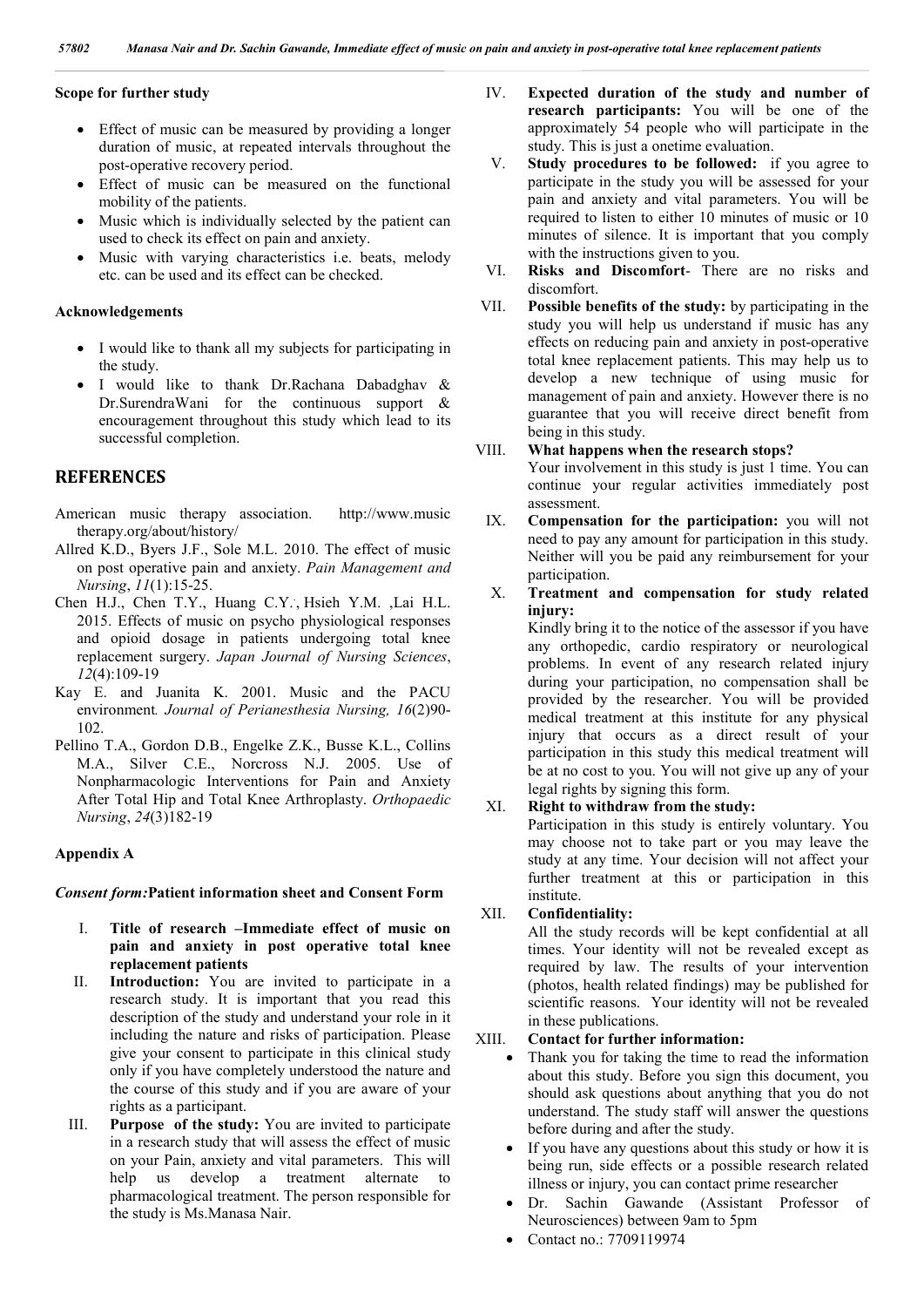### Scope for further study

- Effect of music can be measured by providing a longer duration of music, at repeated intervals throughout the post-operative recovery period.
- Effect of music can be measured on the functional mobility of the patients.
- Music which is individually selected by the patient can used to check its effect on pain and anxiety.
- Music with varying characteristics i.e. beats, melody etc. can be used and its effect can be checked.

### Acknowledgements

- I would like to thank all my subjects for participating in the study.
- I would like to thank Dr.Rachana Dabadghav & Dr.SurendraWani for the continuous support & encouragement throughout this study which lead to its successful completion.

## REFERENCES

American music therapy association. http://www.music therapy.org/about/history/

Allred K.D., Byers J.F., Sole M.L. 2010. The effect of music on post operative pain and anxiety. *Pain Management and Nursing*, *11*(1):15-25.

Chen H.J., Chen T.Y., Huang C.Y.; Hsieh Y.M. ,Lai H.L. 2015. Effects of music on psycho physiological responses and opioid dosage in patients undergoing total knee replacement surgery. *Japan Journal of Nursing Sciences*, *12*(4):109-19

Kay E. and Juanita K. 2001. Music and the PACU environment*. Journal of Perianesthesia Nursing, 16*(2)90-102.

Pellino T.A., Gordon D.B., Engelke Z.K., Busse K.L., Collins M.A., Silver C.E., Norcross N.J. 2005. Use of Nonpharmacologic Interventions for Pain and Anxiety After Total Hip and Total Knee Arthroplasty. *Orthopaedic Nursing*, *24*(3)182-19

### Appendix A

***Consent form:*Patient information sheet and Consent Form**

I. **Title of research –Immediate effect of music on pain and anxiety in post operative total knee replacement patients**

II. **Introduction:** You are invited to participate in a research study. It is important that you read this description of the study and understand your role in it including the nature and risks of participation. Please give your consent to participate in this clinical study only if you have completely understood the nature and the course of this study and if you are aware of your rights as a participant.

III. **Purpose of the study:** You are invited to participate in a research study that will assess the effect of music on your Pain, anxiety and vital parameters. This will help us develop a treatment alternate to pharmacological treatment. The person responsible for the study is Ms.Manasa Nair.

IV. **Expected duration of the study and number of research participants:** You will be one of the approximately 54 people who will participate in the study. This is just a onetime evaluation.

V. **Study procedures to be followed:** if you agree to participate in the study you will be assessed for your pain and anxiety and vital parameters. You will be required to listen to either 10 minutes of music or 10 minutes of silence. It is important that you comply with the instructions given to you.

VI. **Risks and Discomfort**- There are no risks and discomfort.

VII. **Possible benefits of the study:** by participating in the study you will help us understand if music has any effects on reducing pain and anxiety in post-operative total knee replacement patients. This may help us to develop a new technique of using music for management of pain and anxiety. However there is no guarantee that you will receive direct benefit from being in this study.

VIII. **What happens when the research stops?**
Your involvement in this study is just 1 time. You can continue your regular activities immediately post assessment.

IX. **Compensation for the participation:** you will not need to pay any amount for participation in this study. Neither will you be paid any reimbursement for your participation.

X. **Treatment and compensation for study related injury:**
Kindly bring it to the notice of the assessor if you have any orthopedic, cardio respiratory or neurological problems. In event of any research related injury during your participation, no compensation shall be provided by the researcher. You will be provided medical treatment at this institute for any physical injury that occurs as a direct result of your participation in this study this medical treatment will be at no cost to you. You will not give up any of your legal rights by signing this form.

XI. **Right to withdraw from the study:**
Participation in this study is entirely voluntary. You may choose not to take part or you may leave the study at any time. Your decision will not affect your further treatment at this or participation in this institute.

XII. **Confidentiality:**
All the study records will be kept confidential at all times. Your identity will not be revealed except as required by law. The results of your intervention (photos, health related findings) may be published for scientific reasons. Your identity will not be revealed in these publications.

XIII. **Contact for further information:**

- Thank you for taking the time to read the information about this study. Before you sign this document, you should ask questions about anything that you do not understand. The study staff will answer the questions before during and after the study.
- If you have any questions about this study or how it is being run, side effects or a possible research related illness or injury, you can contact prime researcher
- Dr. Sachin Gawande (Assistant Professor of Neurosciences) between 9am to 5pm
- Contact no.: 7709119974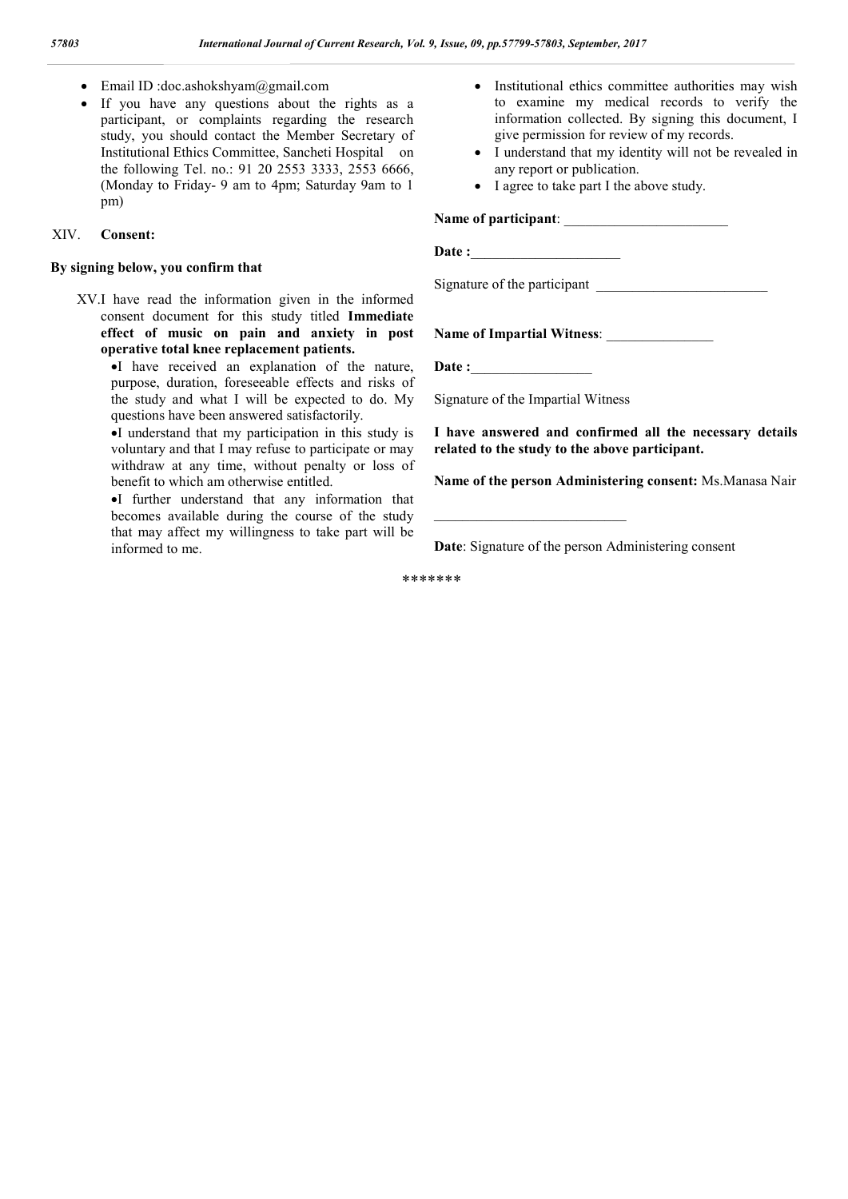- Email ID :doc.ashokshyam@gmail.com
- If you have any questions about the rights as a participant, or complaints regarding the research study, you should contact the Member Secretary of Institutional Ethics Committee, Sancheti Hospital on the following Tel. no.: 91 20 2553 3333, 2553 6666, (Monday to Friday- 9 am to 4pm; Saturday 9am to 1 pm)

XIV. **Consent:**

**By signing below, you confirm that**

XV.I have read the information given in the informed consent document for this study titled **Immediate effect of music on pain and anxiety in post operative total knee replacement patients.**

- I have received an explanation of the nature, purpose, duration, foreseeable effects and risks of the study and what I will be expected to do. My questions have been answered satisfactorily.
- I understand that my participation in this study is voluntary and that I may refuse to participate or may withdraw at any time, without penalty or loss of benefit to which am otherwise entitled.
- I further understand that any information that becomes available during the course of the study that may affect my willingness to take part will be informed to me.
- Institutional ethics committee authorities may wish to examine my medical records to verify the information collected. By signing this document, I give permission for review of my records.
- I understand that my identity will not be revealed in any report or publication.
- I agree to take part I the above study.

**Name of participant**: _______________________

**Date :**_____________________

Signature of the participant ________________________

**Name of Impartial Witness**: _______________

**Date :**_________________

Signature of the Impartial Witness

**I have answered and confirmed all the necessary details related to the study to the above participant.**

**Name of the person Administering consent:** Ms.Manasa Nair

__________________________

**Date**: Signature of the person Administering consent

*******